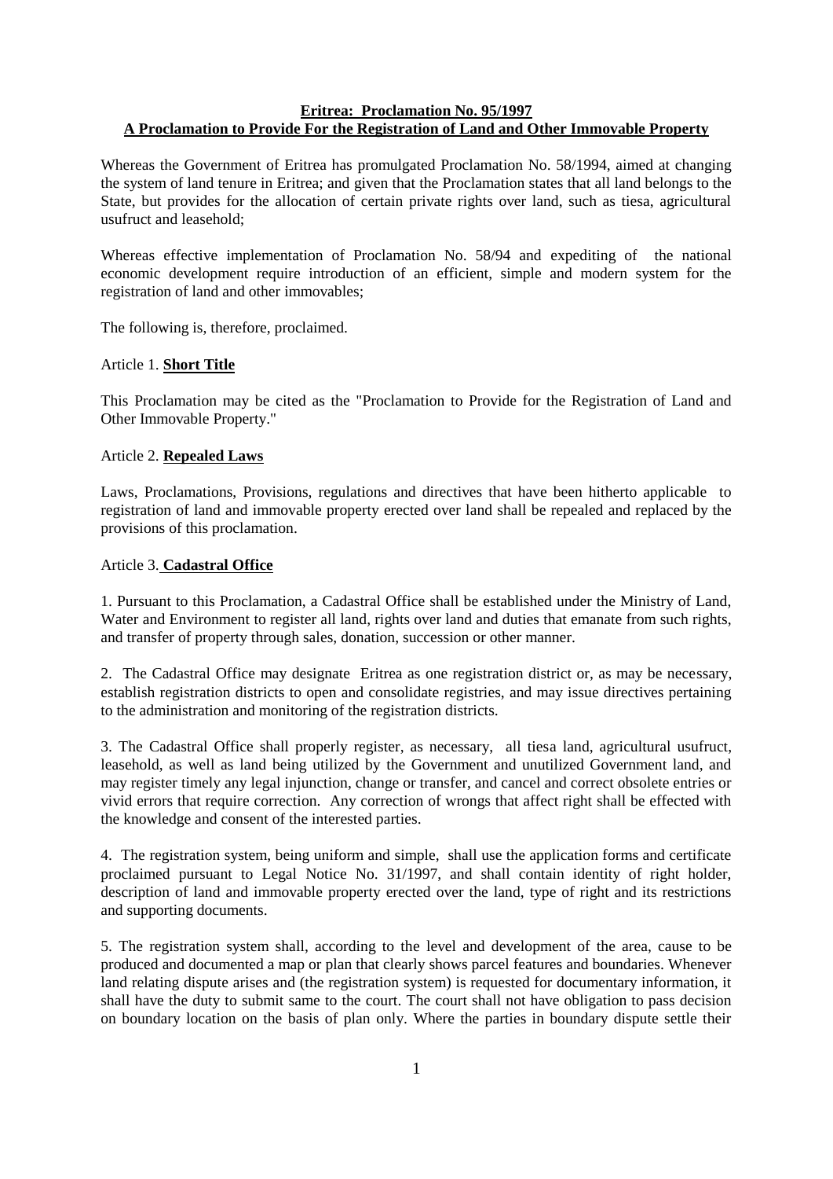**Eritrea: Proclamation No. 95/1997**
**A Proclamation to Provide For the Registration of Land and Other Immovable Property**

Whereas the Government of Eritrea has promulgated Proclamation No. 58/1994, aimed at changing the system of land tenure in Eritrea; and given that the Proclamation states that all land belongs to the State, but provides for the allocation of certain private rights over land, such as tiesa, agricultural usufruct and leasehold;

Whereas effective implementation of Proclamation No. 58/94 and expediting of the national economic development require introduction of an efficient, simple and modern system for the registration of land and other immovables;

The following is, therefore, proclaimed.

Article 1. **Short Title**

This Proclamation may be cited as the "Proclamation to Provide for the Registration of Land and Other Immovable Property."

Article 2. **Repealed Laws**

Laws, Proclamations, Provisions, regulations and directives that have been hitherto applicable to registration of land and immovable property erected over land shall be repealed and replaced by the provisions of this proclamation.

Article 3. **Cadastral Office**

1. Pursuant to this Proclamation, a Cadastral Office shall be established under the Ministry of Land, Water and Environment to register all land, rights over land and duties that emanate from such rights, and transfer of property through sales, donation, succession or other manner.

2. The Cadastral Office may designate Eritrea as one registration district or, as may be necessary, establish registration districts to open and consolidate registries, and may issue directives pertaining to the administration and monitoring of the registration districts.

3. The Cadastral Office shall properly register, as necessary, all tiesa land, agricultural usufruct, leasehold, as well as land being utilized by the Government and unutilized Government land, and may register timely any legal injunction, change or transfer, and cancel and correct obsolete entries or vivid errors that require correction. Any correction of wrongs that affect right shall be effected with the knowledge and consent of the interested parties.

4. The registration system, being uniform and simple, shall use the application forms and certificate proclaimed pursuant to Legal Notice No. 31/1997, and shall contain identity of right holder, description of land and immovable property erected over the land, type of right and its restrictions and supporting documents.

5. The registration system shall, according to the level and development of the area, cause to be produced and documented a map or plan that clearly shows parcel features and boundaries. Whenever land relating dispute arises and (the registration system) is requested for documentary information, it shall have the duty to submit same to the court. The court shall not have obligation to pass decision on boundary location on the basis of plan only. Where the parties in boundary dispute settle their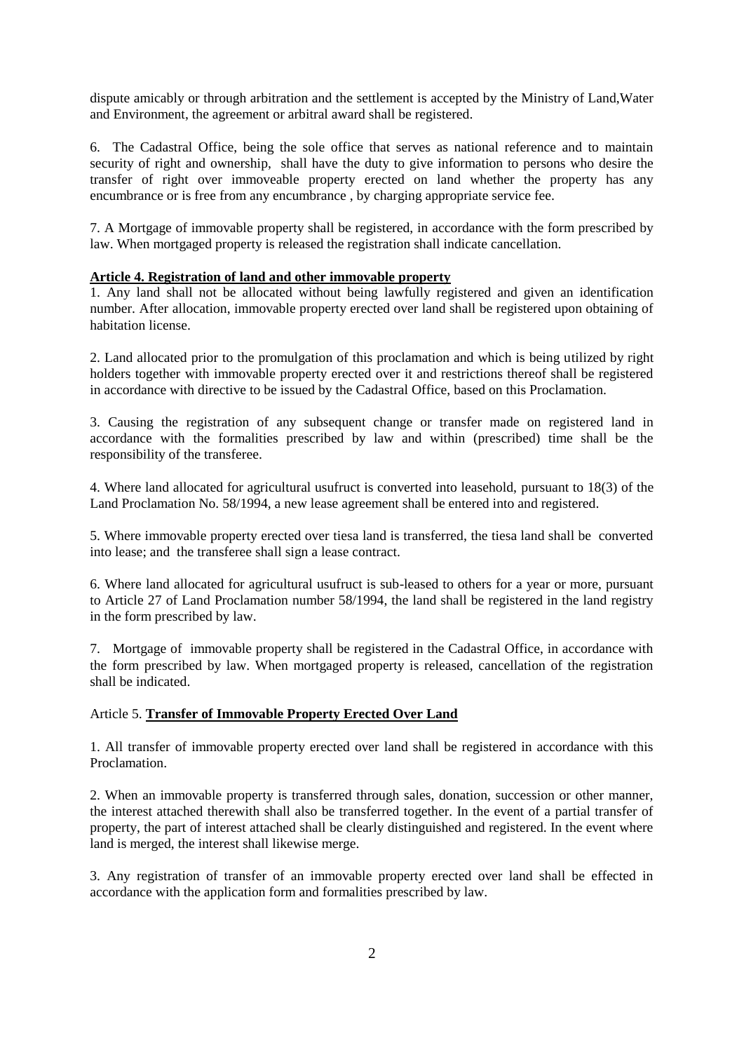dispute amicably or through arbitration and the settlement is accepted by the Ministry of Land,Water and Environment, the agreement or arbitral award shall be registered.

6. The Cadastral Office, being the sole office that serves as national reference and to maintain security of right and ownership, shall have the duty to give information to persons who desire the transfer of right over immoveable property erected on land whether the property has any encumbrance or is free from any encumbrance , by charging appropriate service fee.

7. A Mortgage of immovable property shall be registered, in accordance with the form prescribed by law. When mortgaged property is released the registration shall indicate cancellation.

**Article 4. Registration of land and other immovable property**

1. Any land shall not be allocated without being lawfully registered and given an identification number. After allocation, immovable property erected over land shall be registered upon obtaining of habitation license.

2. Land allocated prior to the promulgation of this proclamation and which is being utilized by right holders together with immovable property erected over it and restrictions thereof shall be registered in accordance with directive to be issued by the Cadastral Office, based on this Proclamation.

3. Causing the registration of any subsequent change or transfer made on registered land in accordance with the formalities prescribed by law and within (prescribed) time shall be the responsibility of the transferee.

4. Where land allocated for agricultural usufruct is converted into leasehold, pursuant to 18(3) of the Land Proclamation No. 58/1994, a new lease agreement shall be entered into and registered.

5. Where immovable property erected over tiesa land is transferred, the tiesa land shall be converted into lease; and the transferee shall sign a lease contract.

6. Where land allocated for agricultural usufruct is sub-leased to others for a year or more, pursuant to Article 27 of Land Proclamation number 58/1994, the land shall be registered in the land registry in the form prescribed by law.

7. Mortgage of immovable property shall be registered in the Cadastral Office, in accordance with the form prescribed by law. When mortgaged property is released, cancellation of the registration shall be indicated.

Article 5. **Transfer of Immovable Property Erected Over Land**

1. All transfer of immovable property erected over land shall be registered in accordance with this Proclamation.

2. When an immovable property is transferred through sales, donation, succession or other manner, the interest attached therewith shall also be transferred together. In the event of a partial transfer of property, the part of interest attached shall be clearly distinguished and registered. In the event where land is merged, the interest shall likewise merge.

3. Any registration of transfer of an immovable property erected over land shall be effected in accordance with the application form and formalities prescribed by law.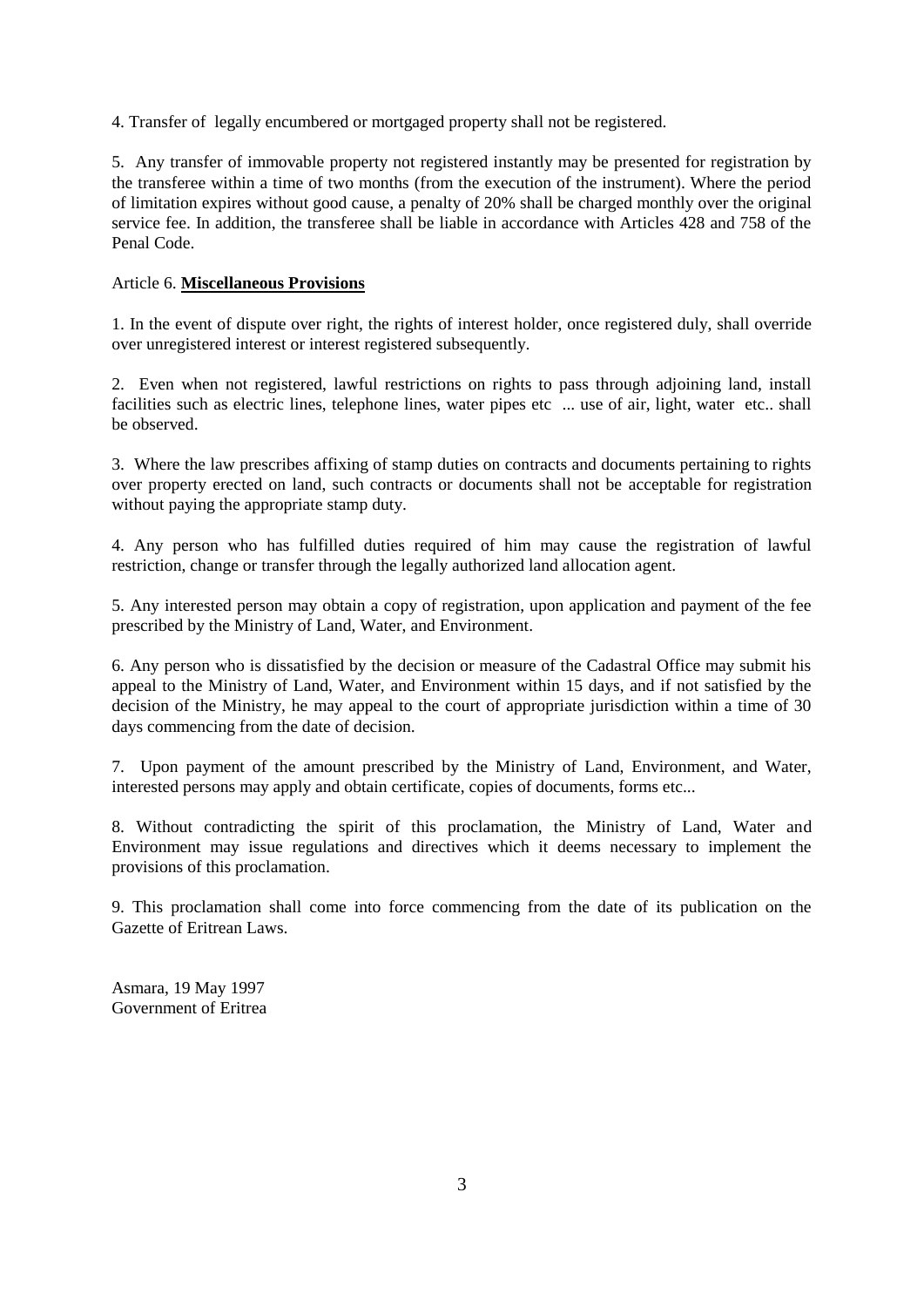4. Transfer of legally encumbered or mortgaged property shall not be registered.

5. Any transfer of immovable property not registered instantly may be presented for registration by the transferee within a time of two months (from the execution of the instrument). Where the period of limitation expires without good cause, a penalty of 20% shall be charged monthly over the original service fee. In addition, the transferee shall be liable in accordance with Articles 428 and 758 of the Penal Code.

Article 6. **Miscellaneous Provisions**

1. In the event of dispute over right, the rights of interest holder, once registered duly, shall override over unregistered interest or interest registered subsequently.

2. Even when not registered, lawful restrictions on rights to pass through adjoining land, install facilities such as electric lines, telephone lines, water pipes etc ... use of air, light, water etc.. shall be observed.

3. Where the law prescribes affixing of stamp duties on contracts and documents pertaining to rights over property erected on land, such contracts or documents shall not be acceptable for registration without paying the appropriate stamp duty.

4. Any person who has fulfilled duties required of him may cause the registration of lawful restriction, change or transfer through the legally authorized land allocation agent.

5. Any interested person may obtain a copy of registration, upon application and payment of the fee prescribed by the Ministry of Land, Water, and Environment.

6. Any person who is dissatisfied by the decision or measure of the Cadastral Office may submit his appeal to the Ministry of Land, Water, and Environment within 15 days, and if not satisfied by the decision of the Ministry, he may appeal to the court of appropriate jurisdiction within a time of 30 days commencing from the date of decision.

7. Upon payment of the amount prescribed by the Ministry of Land, Environment, and Water, interested persons may apply and obtain certificate, copies of documents, forms etc...

8. Without contradicting the spirit of this proclamation, the Ministry of Land, Water and Environment may issue regulations and directives which it deems necessary to implement the provisions of this proclamation.

9. This proclamation shall come into force commencing from the date of its publication on the Gazette of Eritrean Laws.

Asmara, 19 May 1997
Government of Eritrea